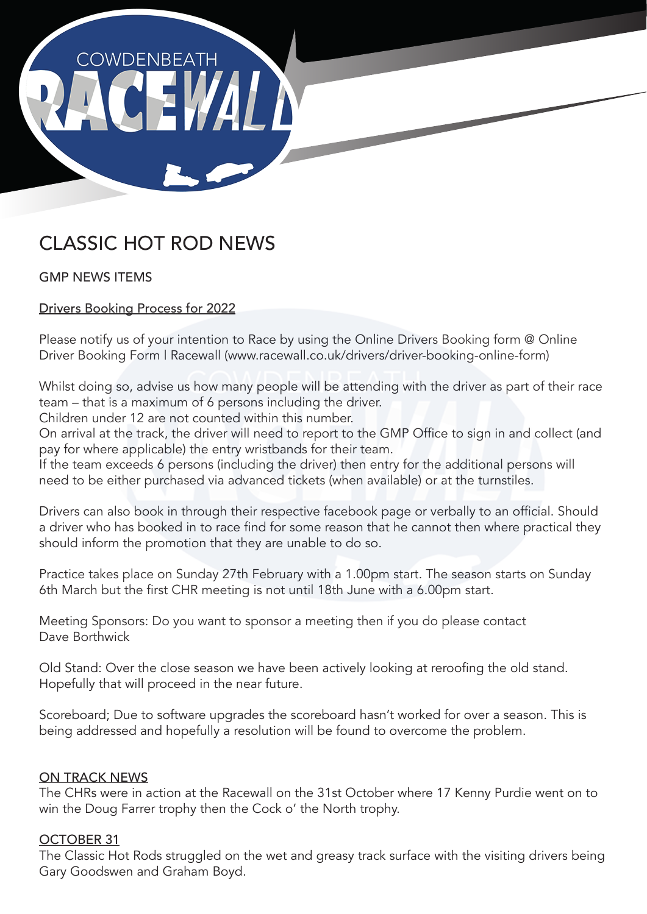# CLASSIC HOT ROD NEWS

GMP NEWS ITEMS

<u>Drivers Booking Process for 2022</u>

Please notify us of your intention to Race by using the Online Drivers Booking form @ Online Driver Booking Form | Racewall (www.racewall.co.uk/drivers/driver-booking-online-form)

Whilst doing so, advise us how many people will be attending with the driver as part of their race team – that is a maximum of 6 persons including the driver.
Children under 12 are not counted within this number.
On arrival at the track, the driver will need to report to the GMP Office to sign in and collect (and pay for where applicable) the entry wristbands for their team.
If the team exceeds 6 persons (including the driver) then entry for the additional persons will need to be either purchased via advanced tickets (when available) or at the turnstiles.

Drivers can also book in through their respective facebook page or verbally to an official. Should a driver who has booked in to race find for some reason that he cannot then where practical they should inform the promotion that they are unable to do so.

Practice takes place on Sunday 27th February with a 1.00pm start. The season starts on Sunday 6th March but the first CHR meeting is not until 18th June with a 6.00pm start.

Meeting Sponsors: Do you want to sponsor a meeting then if you do please contact Dave Borthwick

Old Stand: Over the close season we have been actively looking at reroofing the old stand. Hopefully that will proceed in the near future.

Scoreboard; Due to software upgrades the scoreboard hasn't worked for over a season. This is being addressed and hopefully a resolution will be found to overcome the problem.

<u>ON TRACK NEWS</u>

The CHRs were in action at the Racewall on the 31st October where 17 Kenny Purdie went on to win the Doug Farrer trophy then the Cock o' the North trophy.

<u>OCTOBER 31</u>

The Classic Hot Rods struggled on the wet and greasy track surface with the visiting drivers being Gary Goodswen and Graham Boyd.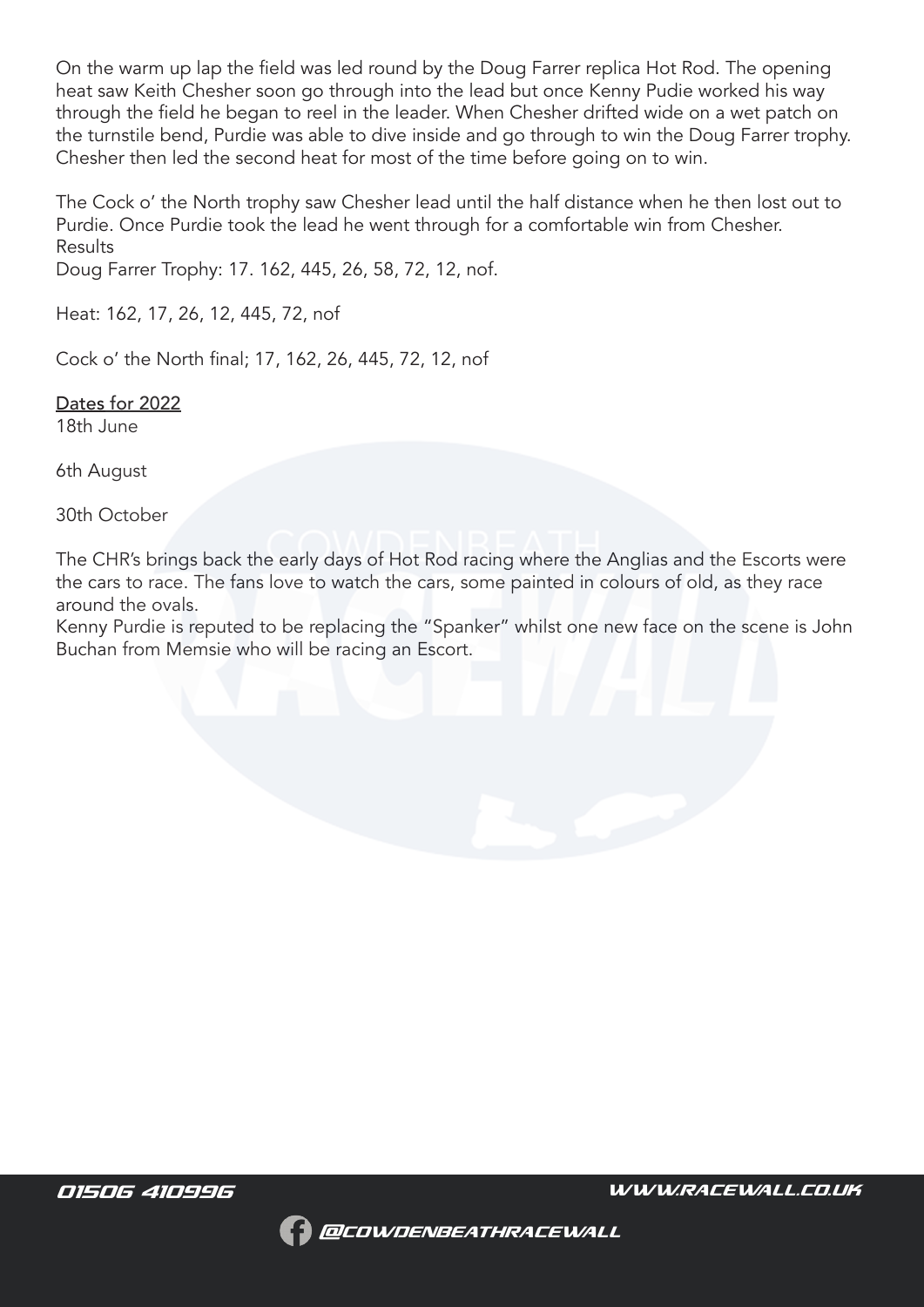On the warm up lap the field was led round by the Doug Farrer replica Hot Rod. The opening heat saw Keith Chesher soon go through into the lead but once Kenny Pudie worked his way through the field he began to reel in the leader. When Chesher drifted wide on a wet patch on the turnstile bend, Purdie was able to dive inside and go through to win the Doug Farrer trophy. Chesher then led the second heat for most of the time before going on to win.

The Cock o' the North trophy saw Chesher lead until the half distance when he then lost out to Purdie. Once Purdie took the lead he went through for a comfortable win from Chesher.
Results
Doug Farrer Trophy: 17. 162, 445, 26, 58, 72, 12, nof.

Heat: 162, 17, 26, 12, 445, 72, nof

Cock o' the North final; 17, 162, 26, 445, 72, 12, nof

<u>Dates for 2022</u>
18th June

6th August

30th October

The CHR's brings back the early days of Hot Rod racing where the Anglias and the Escorts were the cars to race. The fans love to watch the cars, some painted in colours of old, as they race around the ovals.
Kenny Purdie is reputed to be replacing the "Spanker" whilst one new face on the scene is John Buchan from Memsie who will be racing an Escort.